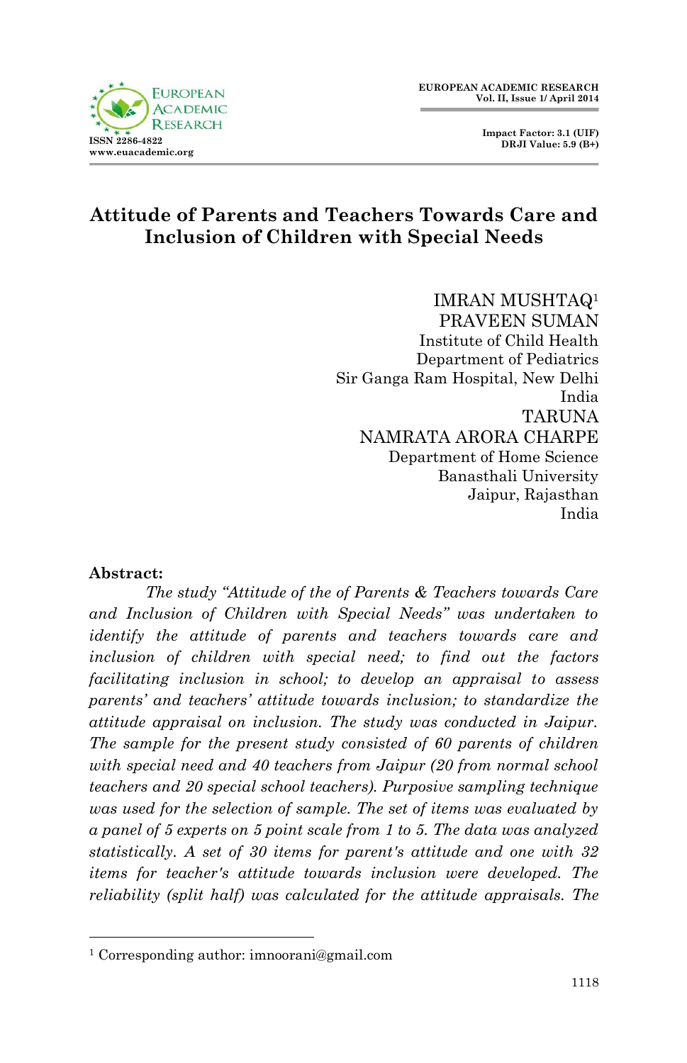# Attitude of Parents and Teachers Towards Care and Inclusion of Children with Special Needs

IMRAN MUSHTAQ[1]
PRAVEEN SUMAN
Institute of Child Health
Department of Pediatrics
Sir Ganga Ram Hospital, New Delhi
India
TARUNA
NAMRATA ARORA CHARPE
Department of Home Science
Banasthali University
Jaipur, Rajasthan
India

**Abstract:**

*The study "Attitude of the of Parents & Teachers towards Care and Inclusion of Children with Special Needs" was undertaken to identify the attitude of parents and teachers towards care and inclusion of children with special need; to find out the factors facilitating inclusion in school; to develop an appraisal to assess parents' and teachers' attitude towards inclusion; to standardize the attitude appraisal on inclusion. The study was conducted in Jaipur. The sample for the present study consisted of 60 parents of children with special need and 40 teachers from Jaipur (20 from normal school teachers and 20 special school teachers). Purposive sampling technique was used for the selection of sample. The set of items was evaluated by a panel of 5 experts on 5 point scale from 1 to 5. The data was analyzed statistically. A set of 30 items for parent's attitude and one with 32 items for teacher's attitude towards inclusion were developed. The reliability (split half) was calculated for the attitude appraisals. The*

[1] Corresponding author: imnoorani@gmail.com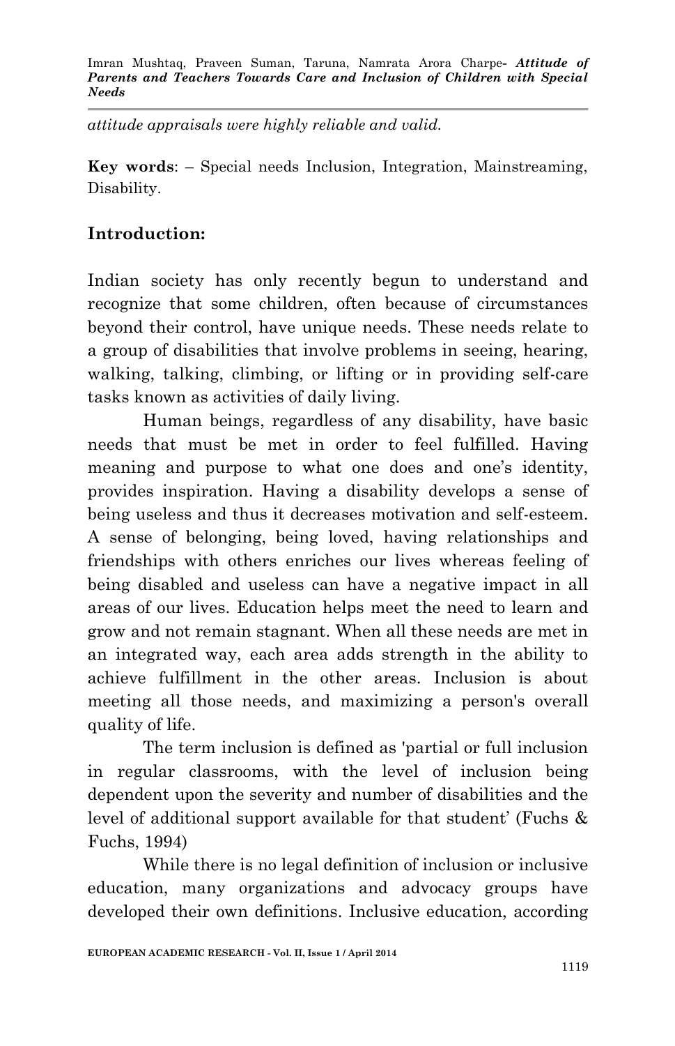*attitude appraisals were highly reliable and valid.*

**Key words**: – Special needs Inclusion, Integration, Mainstreaming, Disability.

## Introduction:

Indian society has only recently begun to understand and recognize that some children, often because of circumstances beyond their control, have unique needs. These needs relate to a group of disabilities that involve problems in seeing, hearing, walking, talking, climbing, or lifting or in providing self-care tasks known as activities of daily living.

Human beings, regardless of any disability, have basic needs that must be met in order to feel fulfilled. Having meaning and purpose to what one does and one's identity, provides inspiration. Having a disability develops a sense of being useless and thus it decreases motivation and self-esteem. A sense of belonging, being loved, having relationships and friendships with others enriches our lives whereas feeling of being disabled and useless can have a negative impact in all areas of our lives. Education helps meet the need to learn and grow and not remain stagnant. When all these needs are met in an integrated way, each area adds strength in the ability to achieve fulfillment in the other areas. Inclusion is about meeting all those needs, and maximizing a person's overall quality of life.

The term inclusion is defined as 'partial or full inclusion in regular classrooms, with the level of inclusion being dependent upon the severity and number of disabilities and the level of additional support available for that student' (Fuchs & Fuchs, 1994)

While there is no legal definition of inclusion or inclusive education, many organizations and advocacy groups have developed their own definitions. Inclusive education, according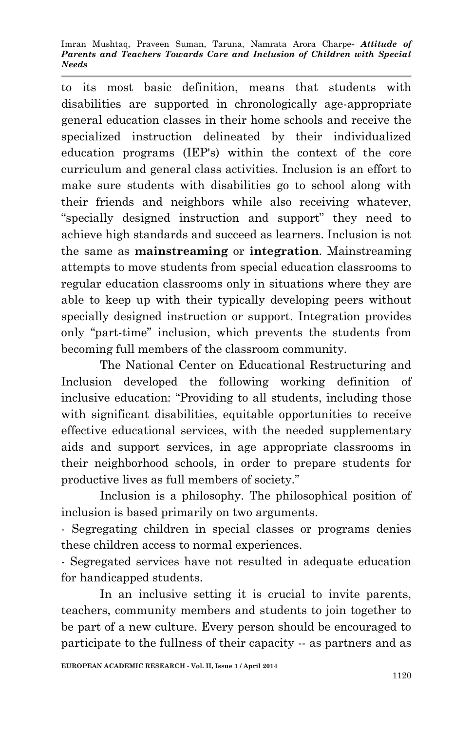to its most basic definition, means that students with disabilities are supported in chronologically age-appropriate general education classes in their home schools and receive the specialized instruction delineated by their individualized education programs (IEP's) within the context of the core curriculum and general class activities. Inclusion is an effort to make sure students with disabilities go to school along with their friends and neighbors while also receiving whatever, "specially designed instruction and support" they need to achieve high standards and succeed as learners. Inclusion is not the same as **mainstreaming** or **integration**. Mainstreaming attempts to move students from special education classrooms to regular education classrooms only in situations where they are able to keep up with their typically developing peers without specially designed instruction or support. Integration provides only "part-time" inclusion, which prevents the students from becoming full members of the classroom community.

The National Center on Educational Restructuring and Inclusion developed the following working definition of inclusive education: "Providing to all students, including those with significant disabilities, equitable opportunities to receive effective educational services, with the needed supplementary aids and support services, in age appropriate classrooms in their neighborhood schools, in order to prepare students for productive lives as full members of society."

Inclusion is a philosophy. The philosophical position of inclusion is based primarily on two arguments.

- Segregating children in special classes or programs denies these children access to normal experiences.
- Segregated services have not resulted in adequate education for handicapped students.

In an inclusive setting it is crucial to invite parents, teachers, community members and students to join together to be part of a new culture. Every person should be encouraged to participate to the fullness of their capacity -- as partners and as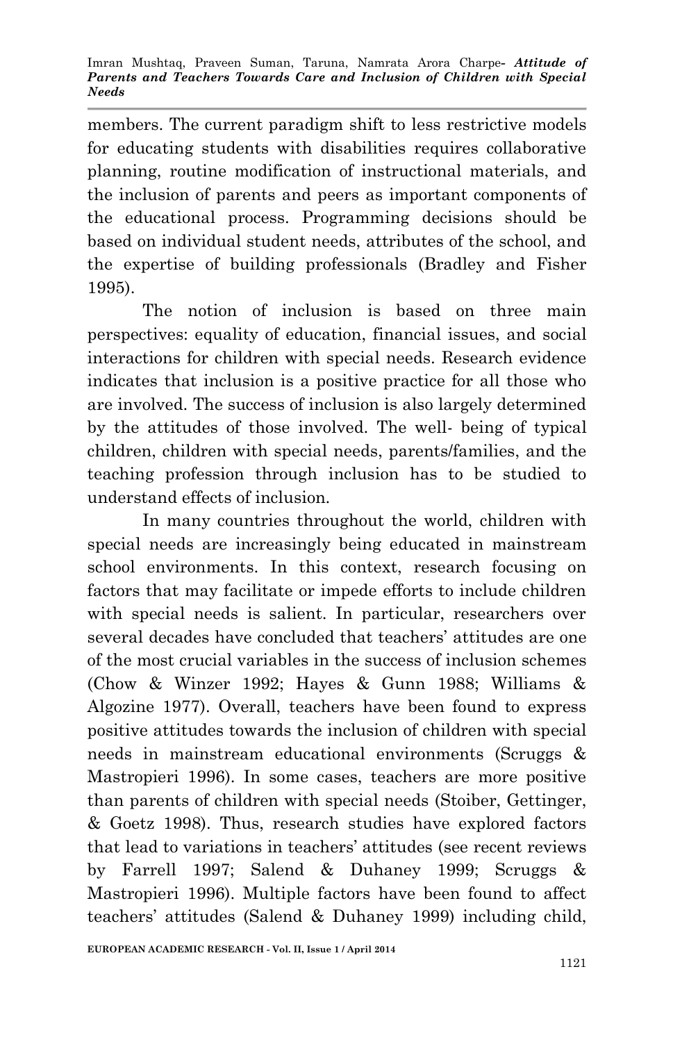members. The current paradigm shift to less restrictive models for educating students with disabilities requires collaborative planning, routine modification of instructional materials, and the inclusion of parents and peers as important components of the educational process. Programming decisions should be based on individual student needs, attributes of the school, and the expertise of building professionals (Bradley and Fisher 1995).

The notion of inclusion is based on three main perspectives: equality of education, financial issues, and social interactions for children with special needs. Research evidence indicates that inclusion is a positive practice for all those who are involved. The success of inclusion is also largely determined by the attitudes of those involved. The well- being of typical children, children with special needs, parents/families, and the teaching profession through inclusion has to be studied to understand effects of inclusion.

In many countries throughout the world, children with special needs are increasingly being educated in mainstream school environments. In this context, research focusing on factors that may facilitate or impede efforts to include children with special needs is salient. In particular, researchers over several decades have concluded that teachers' attitudes are one of the most crucial variables in the success of inclusion schemes (Chow & Winzer 1992; Hayes & Gunn 1988; Williams & Algozine 1977). Overall, teachers have been found to express positive attitudes towards the inclusion of children with special needs in mainstream educational environments (Scruggs & Mastropieri 1996). In some cases, teachers are more positive than parents of children with special needs (Stoiber, Gettinger, & Goetz 1998). Thus, research studies have explored factors that lead to variations in teachers' attitudes (see recent reviews by Farrell 1997; Salend & Duhaney 1999; Scruggs & Mastropieri 1996). Multiple factors have been found to affect teachers' attitudes (Salend & Duhaney 1999) including child,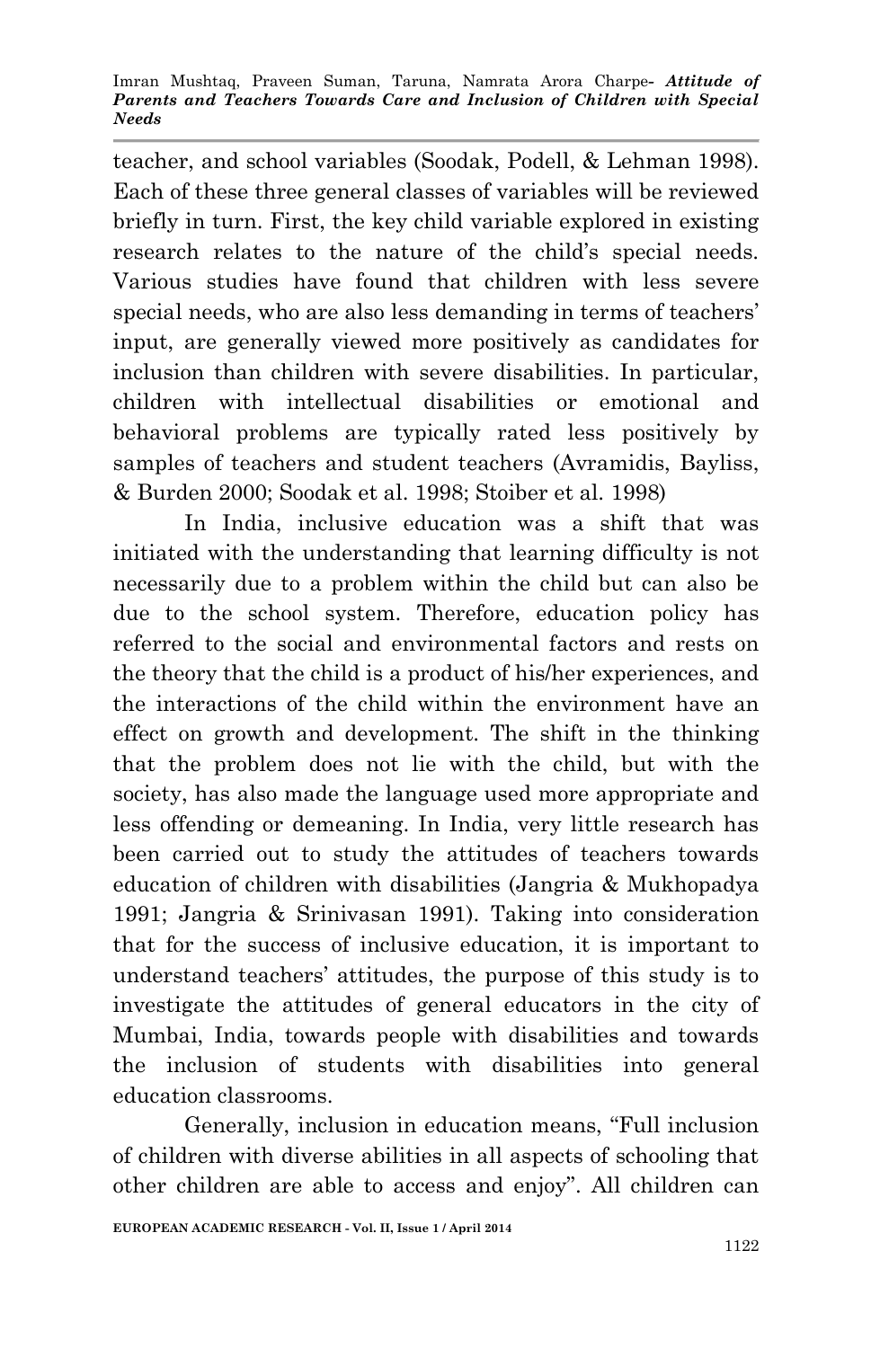teacher, and school variables (Soodak, Podell, & Lehman 1998). Each of these three general classes of variables will be reviewed briefly in turn. First, the key child variable explored in existing research relates to the nature of the child's special needs. Various studies have found that children with less severe special needs, who are also less demanding in terms of teachers' input, are generally viewed more positively as candidates for inclusion than children with severe disabilities. In particular, children with intellectual disabilities or emotional and behavioral problems are typically rated less positively by samples of teachers and student teachers (Avramidis, Bayliss, & Burden 2000; Soodak et al. 1998; Stoiber et al. 1998)

In India, inclusive education was a shift that was initiated with the understanding that learning difficulty is not necessarily due to a problem within the child but can also be due to the school system. Therefore, education policy has referred to the social and environmental factors and rests on the theory that the child is a product of his/her experiences, and the interactions of the child within the environment have an effect on growth and development. The shift in the thinking that the problem does not lie with the child, but with the society, has also made the language used more appropriate and less offending or demeaning. In India, very little research has been carried out to study the attitudes of teachers towards education of children with disabilities (Jangria & Mukhopadya 1991; Jangria & Srinivasan 1991). Taking into consideration that for the success of inclusive education, it is important to understand teachers' attitudes, the purpose of this study is to investigate the attitudes of general educators in the city of Mumbai, India, towards people with disabilities and towards the inclusion of students with disabilities into general education classrooms.

Generally, inclusion in education means, "Full inclusion of children with diverse abilities in all aspects of schooling that other children are able to access and enjoy". All children can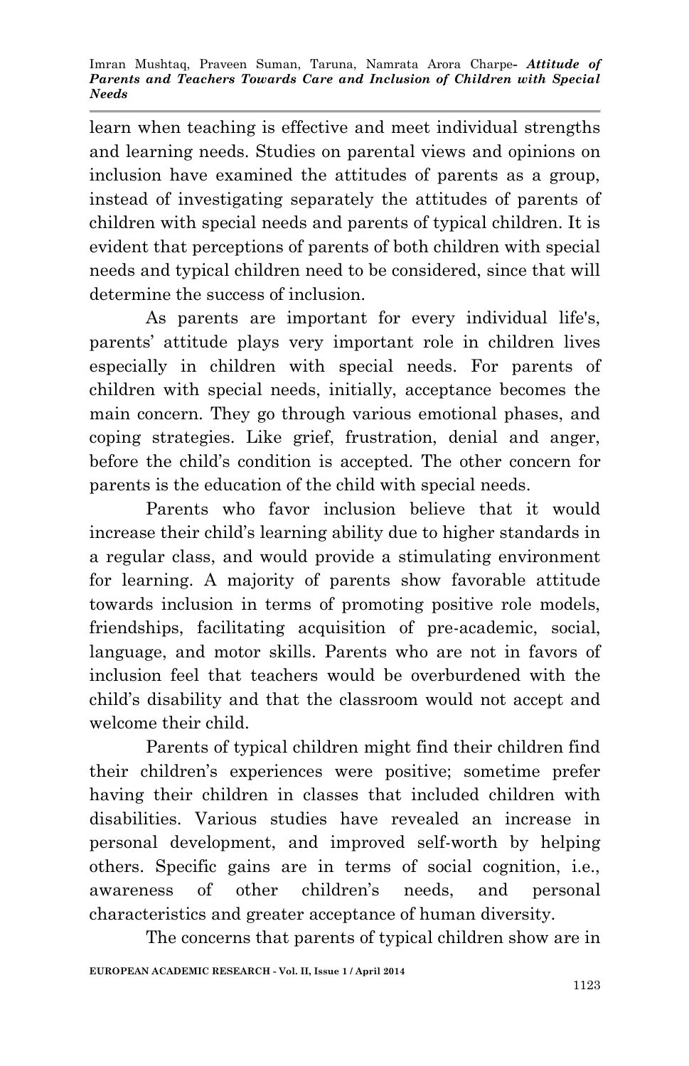learn when teaching is effective and meet individual strengths and learning needs. Studies on parental views and opinions on inclusion have examined the attitudes of parents as a group, instead of investigating separately the attitudes of parents of children with special needs and parents of typical children. It is evident that perceptions of parents of both children with special needs and typical children need to be considered, since that will determine the success of inclusion.

As parents are important for every individual life's, parents' attitude plays very important role in children lives especially in children with special needs. For parents of children with special needs, initially, acceptance becomes the main concern. They go through various emotional phases, and coping strategies. Like grief, frustration, denial and anger, before the child's condition is accepted. The other concern for parents is the education of the child with special needs.

Parents who favor inclusion believe that it would increase their child's learning ability due to higher standards in a regular class, and would provide a stimulating environment for learning. A majority of parents show favorable attitude towards inclusion in terms of promoting positive role models, friendships, facilitating acquisition of pre-academic, social, language, and motor skills. Parents who are not in favors of inclusion feel that teachers would be overburdened with the child's disability and that the classroom would not accept and welcome their child.

Parents of typical children might find their children find their children's experiences were positive; sometime prefer having their children in classes that included children with disabilities. Various studies have revealed an increase in personal development, and improved self-worth by helping others. Specific gains are in terms of social cognition, i.e., awareness of other children's needs, and personal characteristics and greater acceptance of human diversity.

The concerns that parents of typical children show are in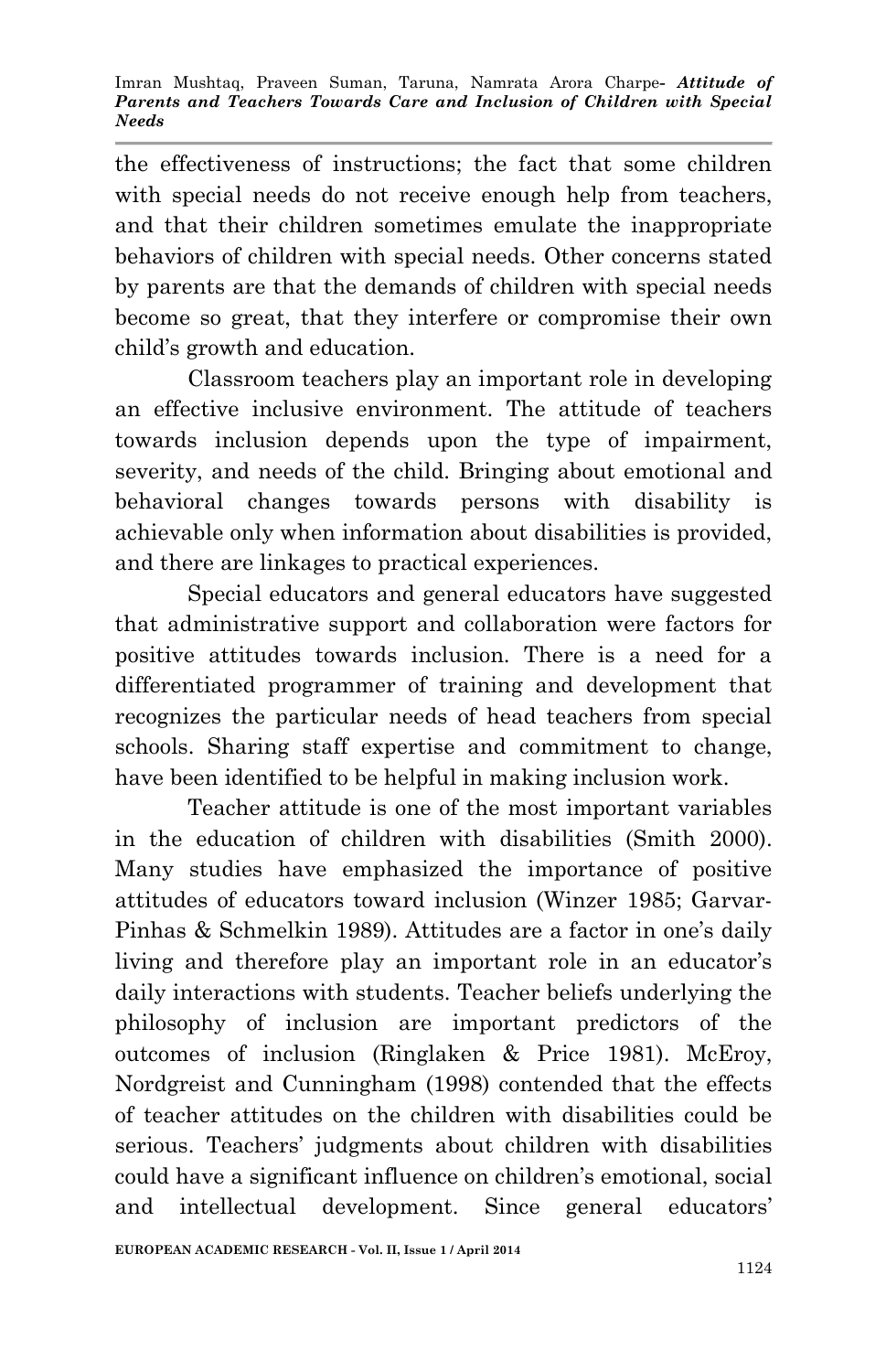the effectiveness of instructions; the fact that some children with special needs do not receive enough help from teachers, and that their children sometimes emulate the inappropriate behaviors of children with special needs. Other concerns stated by parents are that the demands of children with special needs become so great, that they interfere or compromise their own child's growth and education.

Classroom teachers play an important role in developing an effective inclusive environment. The attitude of teachers towards inclusion depends upon the type of impairment, severity, and needs of the child. Bringing about emotional and behavioral changes towards persons with disability is achievable only when information about disabilities is provided, and there are linkages to practical experiences.

Special educators and general educators have suggested that administrative support and collaboration were factors for positive attitudes towards inclusion. There is a need for a differentiated programmer of training and development that recognizes the particular needs of head teachers from special schools. Sharing staff expertise and commitment to change, have been identified to be helpful in making inclusion work.

Teacher attitude is one of the most important variables in the education of children with disabilities (Smith 2000). Many studies have emphasized the importance of positive attitudes of educators toward inclusion (Winzer 1985; Garvar-Pinhas & Schmelkin 1989). Attitudes are a factor in one's daily living and therefore play an important role in an educator's daily interactions with students. Teacher beliefs underlying the philosophy of inclusion are important predictors of the outcomes of inclusion (Ringlaken & Price 1981). McEroy, Nordgreist and Cunningham (1998) contended that the effects of teacher attitudes on the children with disabilities could be serious. Teachers' judgments about children with disabilities could have a significant influence on children's emotional, social and intellectual development. Since general educators'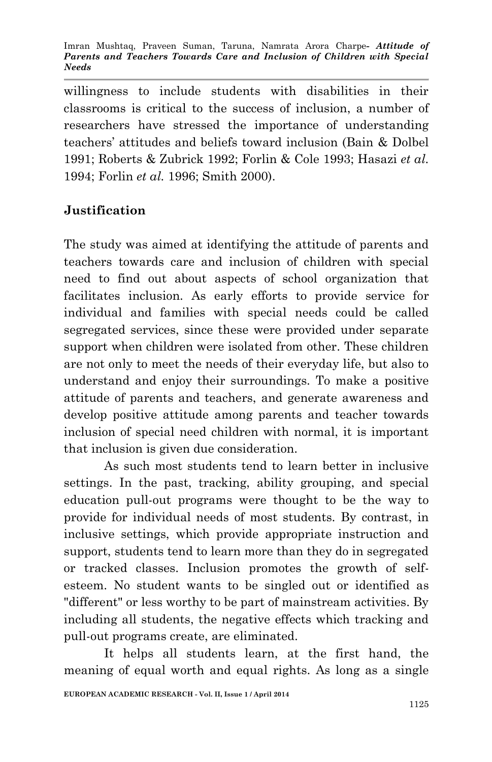willingness to include students with disabilities in their classrooms is critical to the success of inclusion, a number of researchers have stressed the importance of understanding teachers' attitudes and beliefs toward inclusion (Bain & Dolbel 1991; Roberts & Zubrick 1992; Forlin & Cole 1993; Hasazi *et al.* 1994; Forlin *et al.* 1996; Smith 2000).

## Justification

The study was aimed at identifying the attitude of parents and teachers towards care and inclusion of children with special need to find out about aspects of school organization that facilitates inclusion. As early efforts to provide service for individual and families with special needs could be called segregated services, since these were provided under separate support when children were isolated from other. These children are not only to meet the needs of their everyday life, but also to understand and enjoy their surroundings. To make a positive attitude of parents and teachers, and generate awareness and develop positive attitude among parents and teacher towards inclusion of special need children with normal, it is important that inclusion is given due consideration.

As such most students tend to learn better in inclusive settings. In the past, tracking, ability grouping, and special education pull-out programs were thought to be the way to provide for individual needs of most students. By contrast, in inclusive settings, which provide appropriate instruction and support, students tend to learn more than they do in segregated or tracked classes. Inclusion promotes the growth of self-esteem. No student wants to be singled out or identified as "different" or less worthy to be part of mainstream activities. By including all students, the negative effects which tracking and pull-out programs create, are eliminated.

It helps all students learn, at the first hand, the meaning of equal worth and equal rights. As long as a single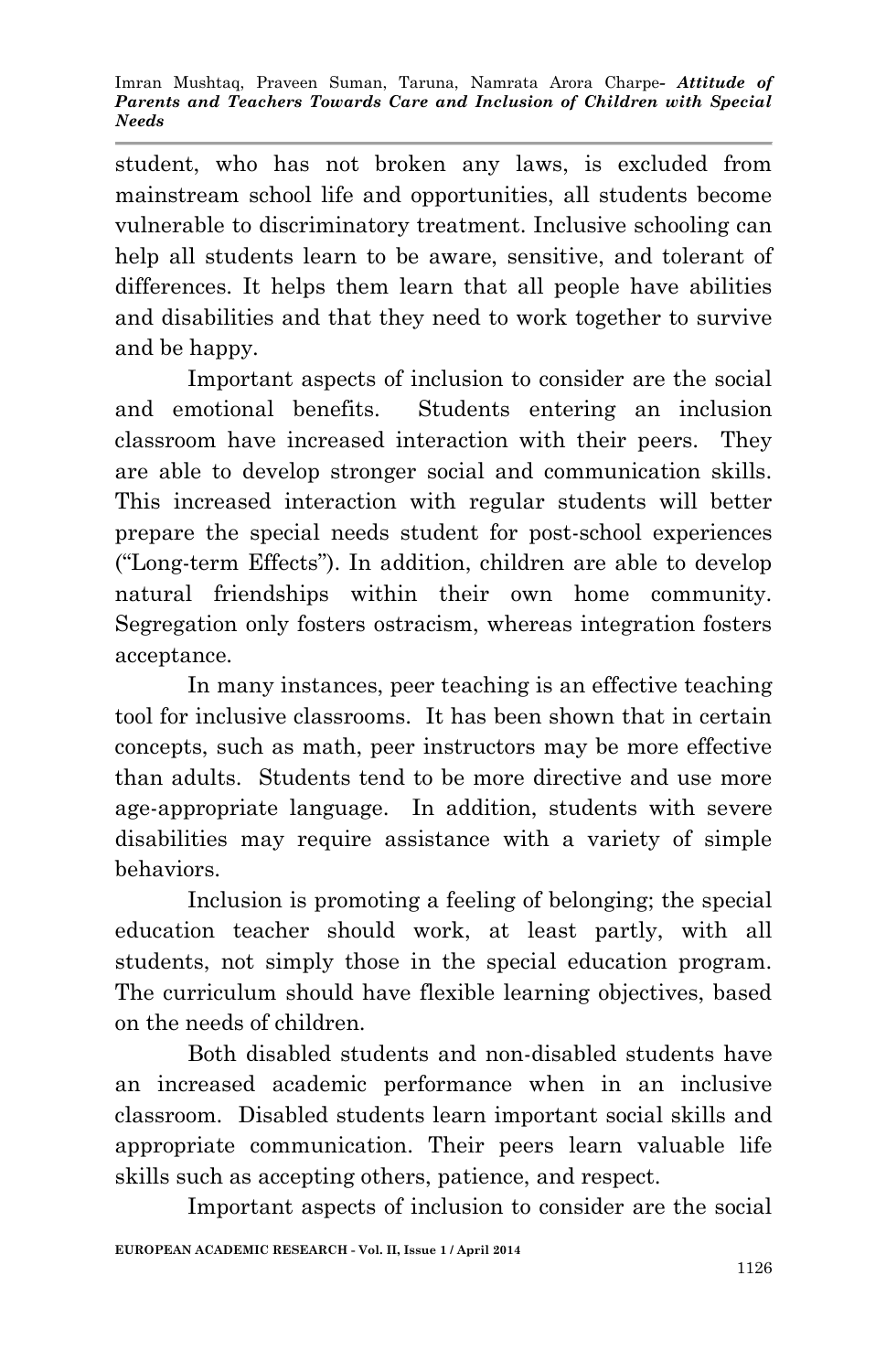student, who has not broken any laws, is excluded from mainstream school life and opportunities, all students become vulnerable to discriminatory treatment. Inclusive schooling can help all students learn to be aware, sensitive, and tolerant of differences. It helps them learn that all people have abilities and disabilities and that they need to work together to survive and be happy.

Important aspects of inclusion to consider are the social and emotional benefits. Students entering an inclusion classroom have increased interaction with their peers. They are able to develop stronger social and communication skills. This increased interaction with regular students will better prepare the special needs student for post-school experiences ("Long-term Effects"). In addition, children are able to develop natural friendships within their own home community. Segregation only fosters ostracism, whereas integration fosters acceptance.

In many instances, peer teaching is an effective teaching tool for inclusive classrooms. It has been shown that in certain concepts, such as math, peer instructors may be more effective than adults. Students tend to be more directive and use more age-appropriate language. In addition, students with severe disabilities may require assistance with a variety of simple behaviors.

Inclusion is promoting a feeling of belonging; the special education teacher should work, at least partly, with all students, not simply those in the special education program. The curriculum should have flexible learning objectives, based on the needs of children.

Both disabled students and non-disabled students have an increased academic performance when in an inclusive classroom. Disabled students learn important social skills and appropriate communication. Their peers learn valuable life skills such as accepting others, patience, and respect.

Important aspects of inclusion to consider are the social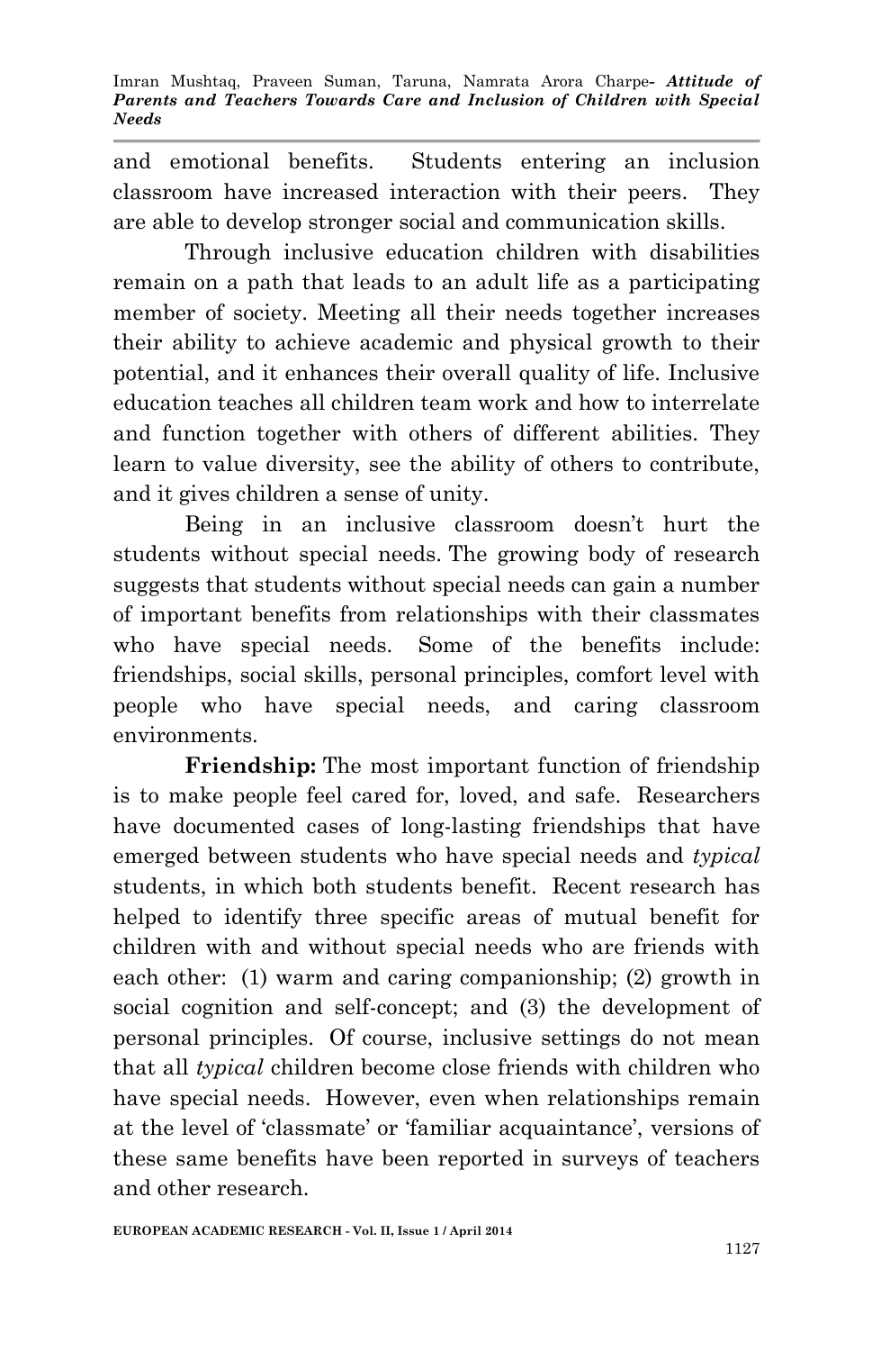and emotional benefits. Students entering an inclusion classroom have increased interaction with their peers. They are able to develop stronger social and communication skills.

Through inclusive education children with disabilities remain on a path that leads to an adult life as a participating member of society. Meeting all their needs together increases their ability to achieve academic and physical growth to their potential, and it enhances their overall quality of life. Inclusive education teaches all children team work and how to interrelate and function together with others of different abilities. They learn to value diversity, see the ability of others to contribute, and it gives children a sense of unity.

Being in an inclusive classroom doesn't hurt the students without special needs. The growing body of research suggests that students without special needs can gain a number of important benefits from relationships with their classmates who have special needs. Some of the benefits include: friendships, social skills, personal principles, comfort level with people who have special needs, and caring classroom environments.

**Friendship:** The most important function of friendship is to make people feel cared for, loved, and safe. Researchers have documented cases of long-lasting friendships that have emerged between students who have special needs and *typical* students, in which both students benefit. Recent research has helped to identify three specific areas of mutual benefit for children with and without special needs who are friends with each other: (1) warm and caring companionship; (2) growth in social cognition and self-concept; and (3) the development of personal principles. Of course, inclusive settings do not mean that all *typical* children become close friends with children who have special needs. However, even when relationships remain at the level of 'classmate' or 'familiar acquaintance', versions of these same benefits have been reported in surveys of teachers and other research.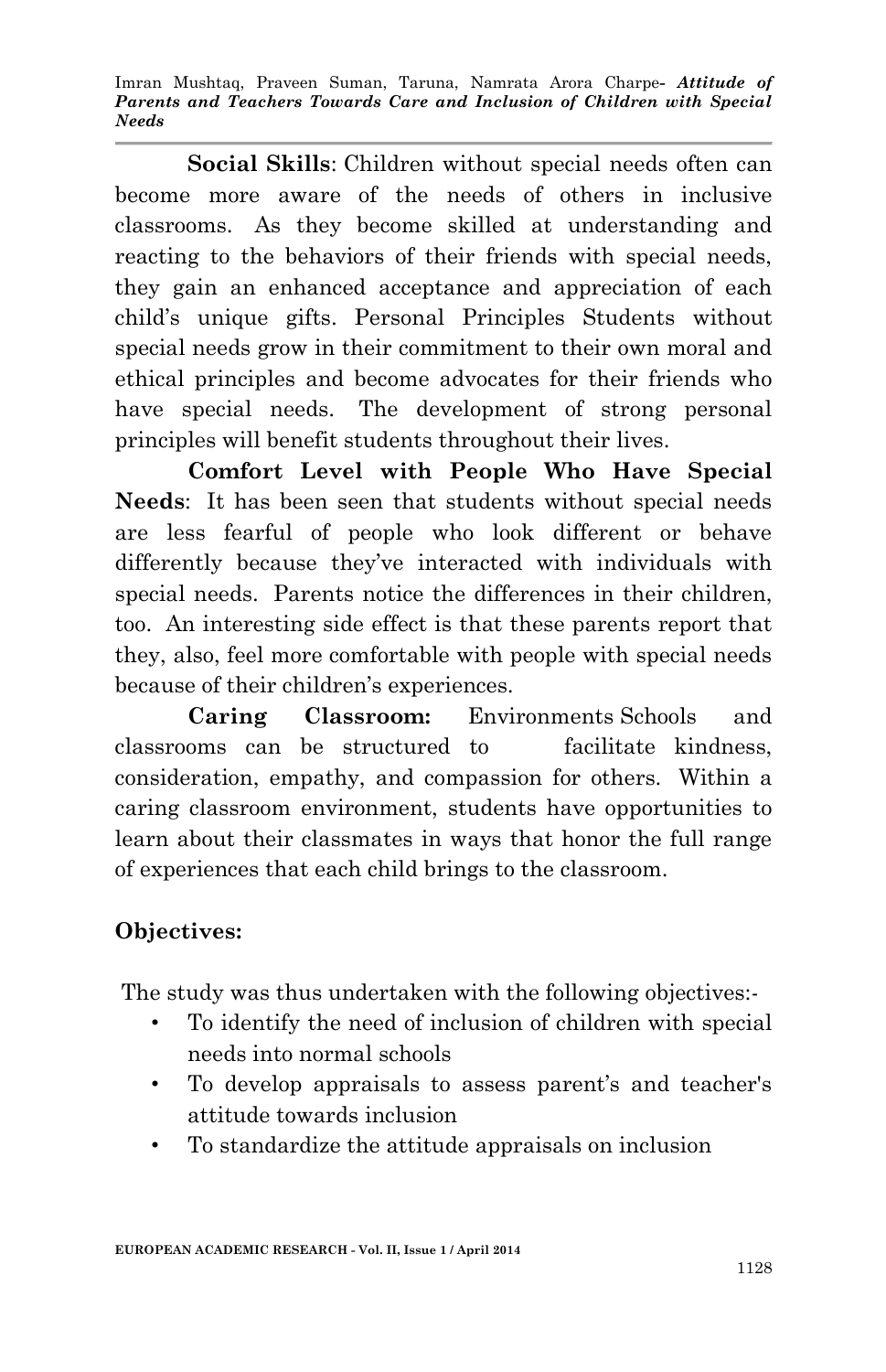**Social Skills**: Children without special needs often can become more aware of the needs of others in inclusive classrooms. As they become skilled at understanding and reacting to the behaviors of their friends with special needs, they gain an enhanced acceptance and appreciation of each child's unique gifts. Personal Principles Students without special needs grow in their commitment to their own moral and ethical principles and become advocates for their friends who have special needs. The development of strong personal principles will benefit students throughout their lives.

**Comfort Level with People Who Have Special Needs**: It has been seen that students without special needs are less fearful of people who look different or behave differently because they've interacted with individuals with special needs. Parents notice the differences in their children, too. An interesting side effect is that these parents report that they, also, feel more comfortable with people with special needs because of their children's experiences.

**Caring Classroom:** Environments Schools and classrooms can be structured to facilitate kindness, consideration, empathy, and compassion for others. Within a caring classroom environment, students have opportunities to learn about their classmates in ways that honor the full range of experiences that each child brings to the classroom.

## Objectives:

The study was thus undertaken with the following objectives:-

- To identify the need of inclusion of children with special needs into normal schools
- To develop appraisals to assess parent's and teacher's attitude towards inclusion
- To standardize the attitude appraisals on inclusion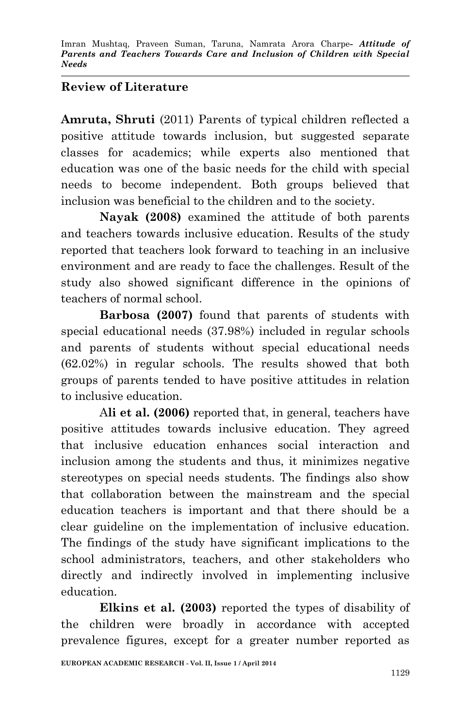## Review of Literature

**Amruta, Shruti** (2011) Parents of typical children reflected a positive attitude towards inclusion, but suggested separate classes for academics; while experts also mentioned that education was one of the basic needs for the child with special needs to become independent. Both groups believed that inclusion was beneficial to the children and to the society.

**Nayak (2008)** examined the attitude of both parents and teachers towards inclusive education. Results of the study reported that teachers look forward to teaching in an inclusive environment and are ready to face the challenges. Result of the study also showed significant difference in the opinions of teachers of normal school.

**Barbosa (2007)** found that parents of students with special educational needs (37.98%) included in regular schools and parents of students without special educational needs (62.02%) in regular schools. The results showed that both groups of parents tended to have positive attitudes in relation to inclusive education.

A**li et al. (2006)** reported that, in general, teachers have positive attitudes towards inclusive education. They agreed that inclusive education enhances social interaction and inclusion among the students and thus, it minimizes negative stereotypes on special needs students. The findings also show that collaboration between the mainstream and the special education teachers is important and that there should be a clear guideline on the implementation of inclusive education. The findings of the study have significant implications to the school administrators, teachers, and other stakeholders who directly and indirectly involved in implementing inclusive education.

**Elkins et al. (2003)** reported the types of disability of the children were broadly in accordance with accepted prevalence figures, except for a greater number reported as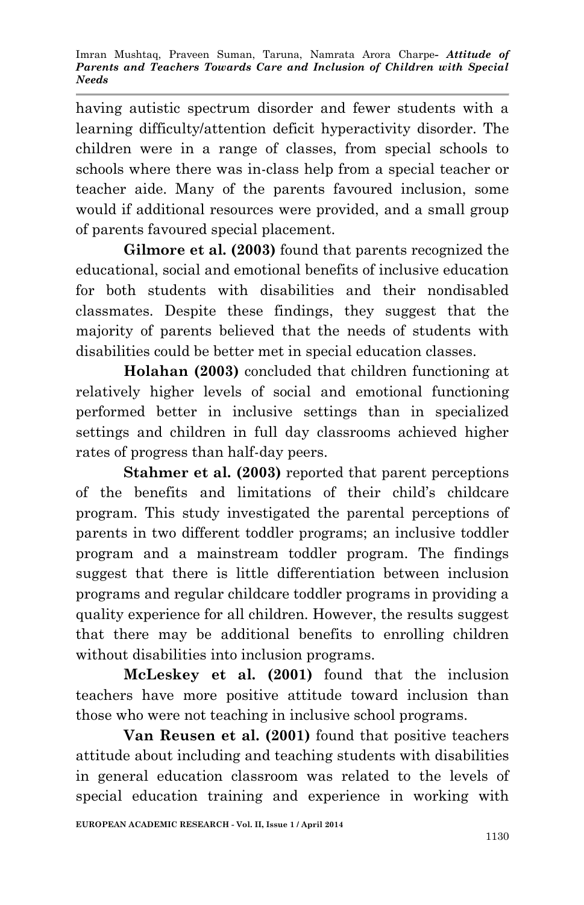having autistic spectrum disorder and fewer students with a learning difficulty/attention deficit hyperactivity disorder. The children were in a range of classes, from special schools to schools where there was in-class help from a special teacher or teacher aide. Many of the parents favoured inclusion, some would if additional resources were provided, and a small group of parents favoured special placement.

**Gilmore et al. (2003)** found that parents recognized the educational, social and emotional benefits of inclusive education for both students with disabilities and their nondisabled classmates. Despite these findings, they suggest that the majority of parents believed that the needs of students with disabilities could be better met in special education classes.

**Holahan (2003)** concluded that children functioning at relatively higher levels of social and emotional functioning performed better in inclusive settings than in specialized settings and children in full day classrooms achieved higher rates of progress than half-day peers.

**Stahmer et al. (2003)** reported that parent perceptions of the benefits and limitations of their child's childcare program. This study investigated the parental perceptions of parents in two different toddler programs; an inclusive toddler program and a mainstream toddler program. The findings suggest that there is little differentiation between inclusion programs and regular childcare toddler programs in providing a quality experience for all children. However, the results suggest that there may be additional benefits to enrolling children without disabilities into inclusion programs.

**McLeskey et al. (2001)** found that the inclusion teachers have more positive attitude toward inclusion than those who were not teaching in inclusive school programs.

**Van Reusen et al. (2001)** found that positive teachers attitude about including and teaching students with disabilities in general education classroom was related to the levels of special education training and experience in working with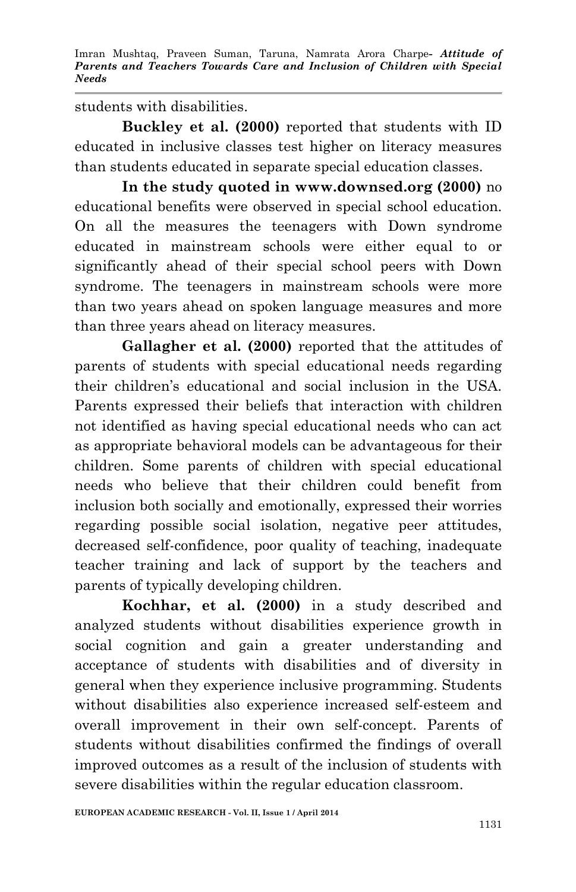students with disabilities.

**Buckley et al. (2000)** reported that students with ID educated in inclusive classes test higher on literacy measures than students educated in separate special education classes.

**In the study quoted in www.downsed.org (2000)** no educational benefits were observed in special school education. On all the measures the teenagers with Down syndrome educated in mainstream schools were either equal to or significantly ahead of their special school peers with Down syndrome. The teenagers in mainstream schools were more than two years ahead on spoken language measures and more than three years ahead on literacy measures.

**Gallagher et al. (2000)** reported that the attitudes of parents of students with special educational needs regarding their children's educational and social inclusion in the USA. Parents expressed their beliefs that interaction with children not identified as having special educational needs who can act as appropriate behavioral models can be advantageous for their children. Some parents of children with special educational needs who believe that their children could benefit from inclusion both socially and emotionally, expressed their worries regarding possible social isolation, negative peer attitudes, decreased self-confidence, poor quality of teaching, inadequate teacher training and lack of support by the teachers and parents of typically developing children.

**Kochhar, et al. (2000)** in a study described and analyzed students without disabilities experience growth in social cognition and gain a greater understanding and acceptance of students with disabilities and of diversity in general when they experience inclusive programming. Students without disabilities also experience increased self-esteem and overall improvement in their own self-concept. Parents of students without disabilities confirmed the findings of overall improved outcomes as a result of the inclusion of students with severe disabilities within the regular education classroom.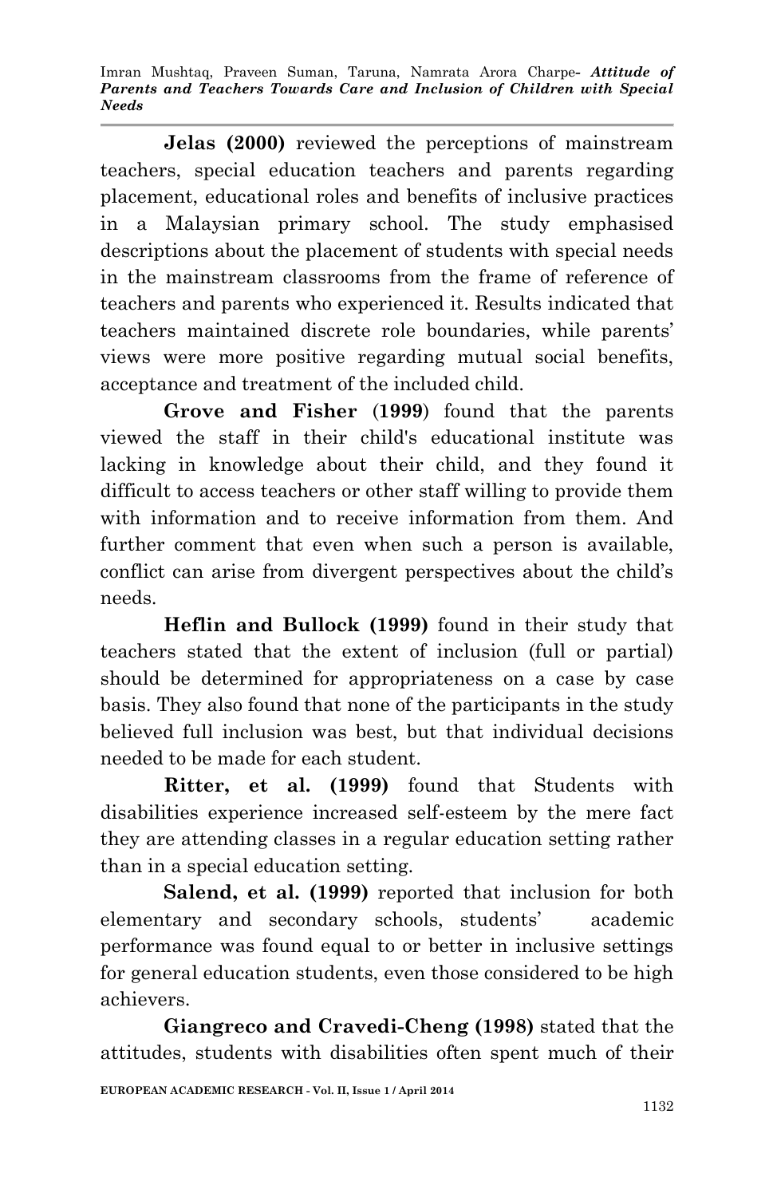**Jelas (2000)** reviewed the perceptions of mainstream teachers, special education teachers and parents regarding placement, educational roles and benefits of inclusive practices in a Malaysian primary school. The study emphasised descriptions about the placement of students with special needs in the mainstream classrooms from the frame of reference of teachers and parents who experienced it. Results indicated that teachers maintained discrete role boundaries, while parents' views were more positive regarding mutual social benefits, acceptance and treatment of the included child.

**Grove and Fisher** (**1999**) found that the parents viewed the staff in their child's educational institute was lacking in knowledge about their child, and they found it difficult to access teachers or other staff willing to provide them with information and to receive information from them. And further comment that even when such a person is available, conflict can arise from divergent perspectives about the child's needs.

**Heflin and Bullock (1999)** found in their study that teachers stated that the extent of inclusion (full or partial) should be determined for appropriateness on a case by case basis. They also found that none of the participants in the study believed full inclusion was best, but that individual decisions needed to be made for each student.

**Ritter, et al. (1999)** found that Students with disabilities experience increased self-esteem by the mere fact they are attending classes in a regular education setting rather than in a special education setting.

**Salend, et al. (1999)** reported that inclusion for both elementary and secondary schools, students' academic performance was found equal to or better in inclusive settings for general education students, even those considered to be high achievers.

**Giangreco and Cravedi-Cheng (1998)** stated that the attitudes, students with disabilities often spent much of their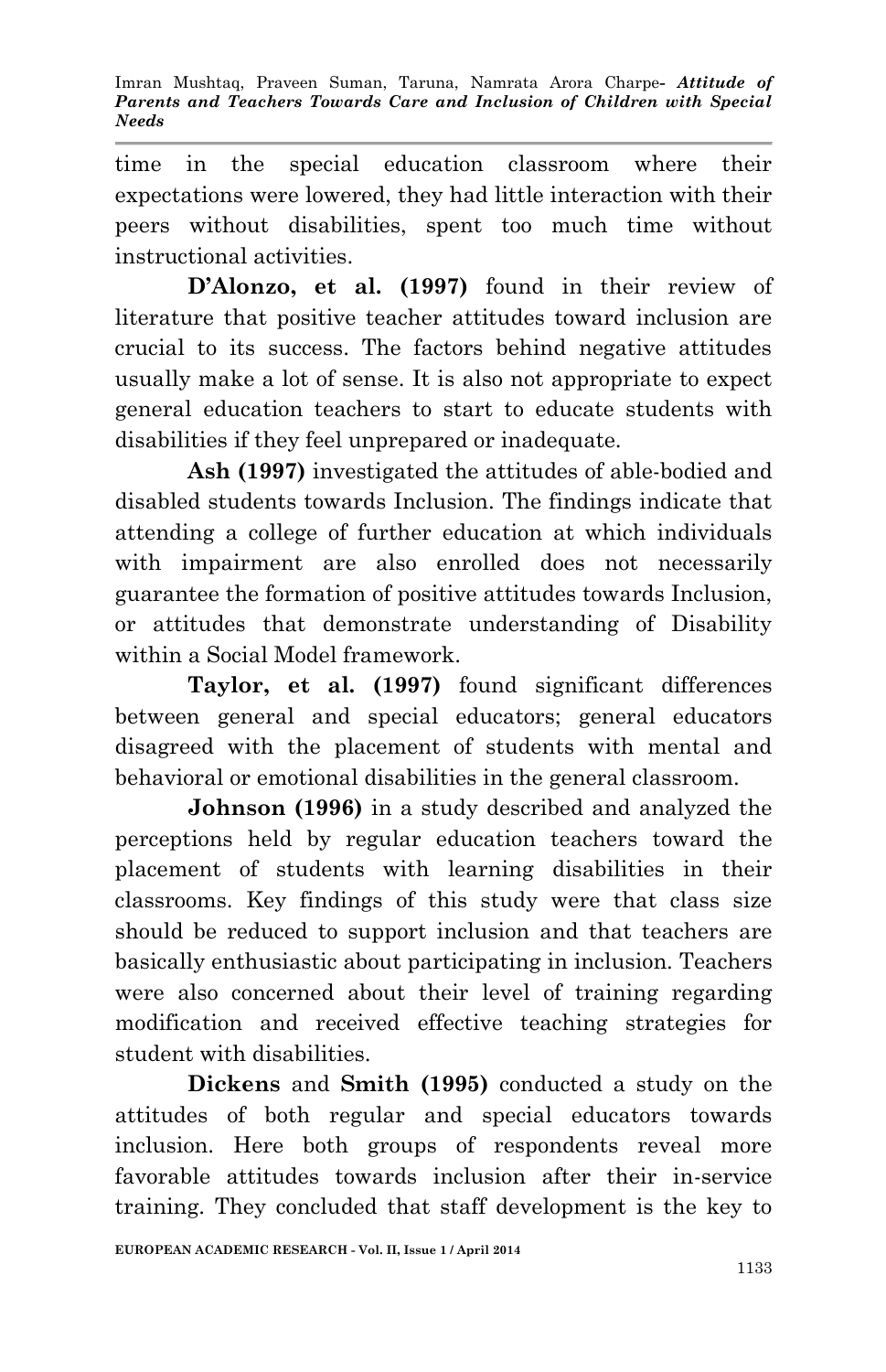time in the special education classroom where their expectations were lowered, they had little interaction with their peers without disabilities, spent too much time without instructional activities.

**D'Alonzo, et al. (1997)** found in their review of literature that positive teacher attitudes toward inclusion are crucial to its success. The factors behind negative attitudes usually make a lot of sense. It is also not appropriate to expect general education teachers to start to educate students with disabilities if they feel unprepared or inadequate.

**Ash (1997)** investigated the attitudes of able-bodied and disabled students towards Inclusion. The findings indicate that attending a college of further education at which individuals with impairment are also enrolled does not necessarily guarantee the formation of positive attitudes towards Inclusion, or attitudes that demonstrate understanding of Disability within a Social Model framework.

**Taylor, et al. (1997)** found significant differences between general and special educators; general educators disagreed with the placement of students with mental and behavioral or emotional disabilities in the general classroom.

**Johnson (1996)** in a study described and analyzed the perceptions held by regular education teachers toward the placement of students with learning disabilities in their classrooms. Key findings of this study were that class size should be reduced to support inclusion and that teachers are basically enthusiastic about participating in inclusion. Teachers were also concerned about their level of training regarding modification and received effective teaching strategies for student with disabilities.

**Dickens** and **Smith (1995)** conducted a study on the attitudes of both regular and special educators towards inclusion. Here both groups of respondents reveal more favorable attitudes towards inclusion after their in-service training. They concluded that staff development is the key to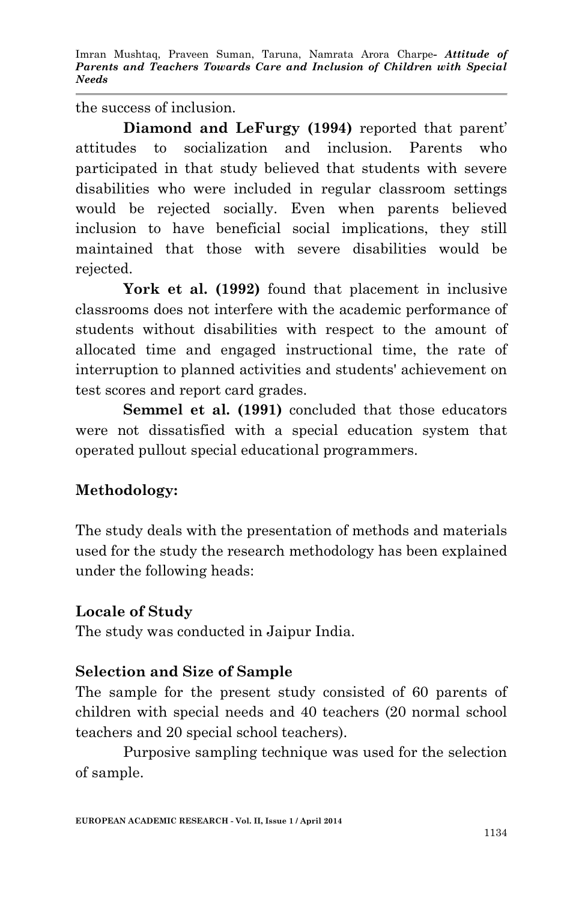the success of inclusion.

**Diamond and LeFurgy (1994)** reported that parent' attitudes to socialization and inclusion. Parents who participated in that study believed that students with severe disabilities who were included in regular classroom settings would be rejected socially. Even when parents believed inclusion to have beneficial social implications, they still maintained that those with severe disabilities would be rejected.

**York et al. (1992)** found that placement in inclusive classrooms does not interfere with the academic performance of students without disabilities with respect to the amount of allocated time and engaged instructional time, the rate of interruption to planned activities and students' achievement on test scores and report card grades.

**Semmel et al. (1991)** concluded that those educators were not dissatisfied with a special education system that operated pullout special educational programmers.

## Methodology:

The study deals with the presentation of methods and materials used for the study the research methodology has been explained under the following heads:

### Locale of Study

The study was conducted in Jaipur India.

### Selection and Size of Sample

The sample for the present study consisted of 60 parents of children with special needs and 40 teachers (20 normal school teachers and 20 special school teachers).

Purposive sampling technique was used for the selection of sample.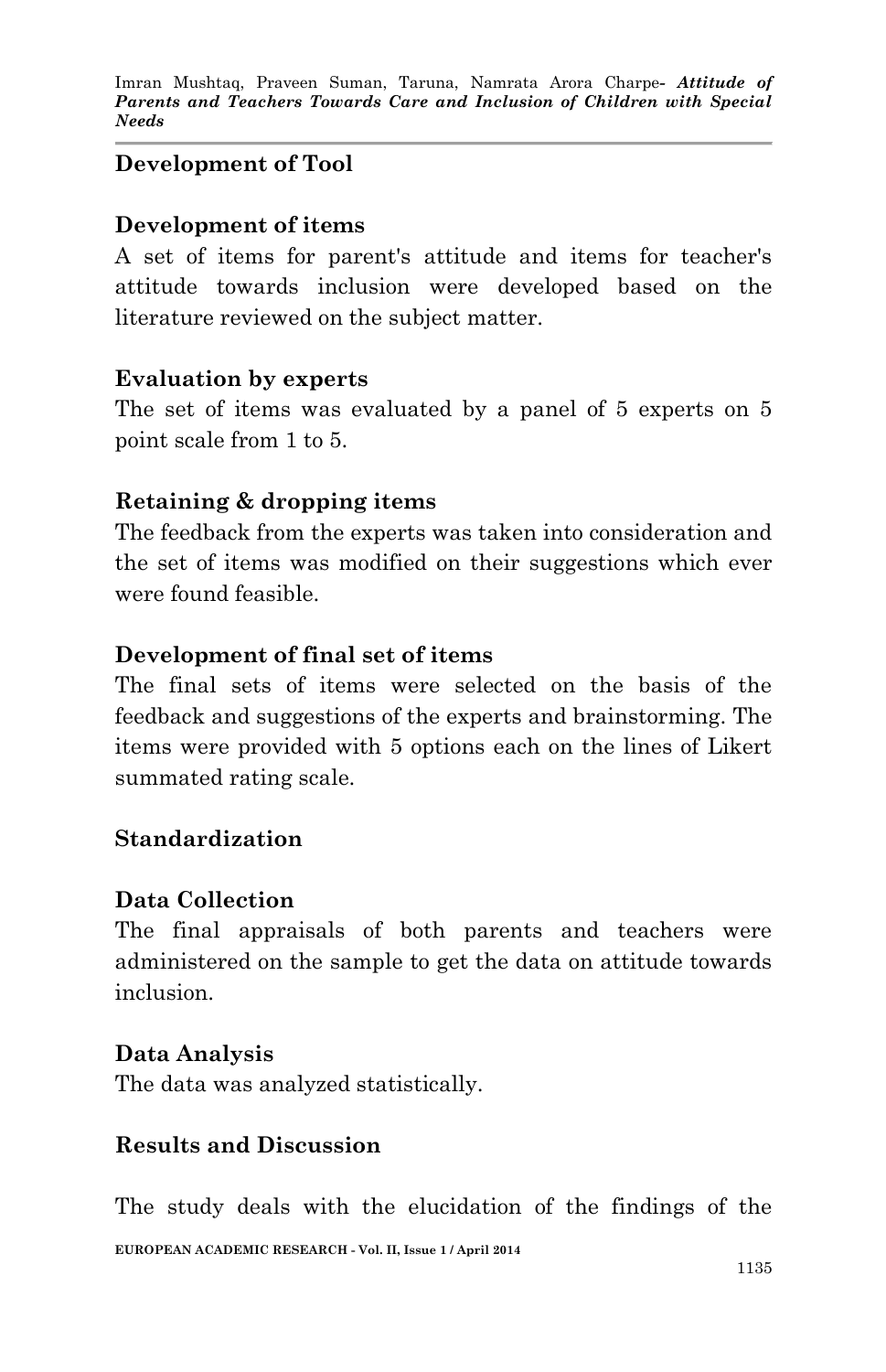### Development of Tool

#### Development of items

A set of items for parent's attitude and items for teacher's attitude towards inclusion were developed based on the literature reviewed on the subject matter.

#### Evaluation by experts

The set of items was evaluated by a panel of 5 experts on 5 point scale from 1 to 5.

#### Retaining & dropping items

The feedback from the experts was taken into consideration and the set of items was modified on their suggestions which ever were found feasible.

#### Development of final set of items

The final sets of items were selected on the basis of the feedback and suggestions of the experts and brainstorming. The items were provided with 5 options each on the lines of Likert summated rating scale.

### Standardization

#### Data Collection

The final appraisals of both parents and teachers were administered on the sample to get the data on attitude towards inclusion.

#### Data Analysis

The data was analyzed statistically.

### Results and Discussion

The study deals with the elucidation of the findings of the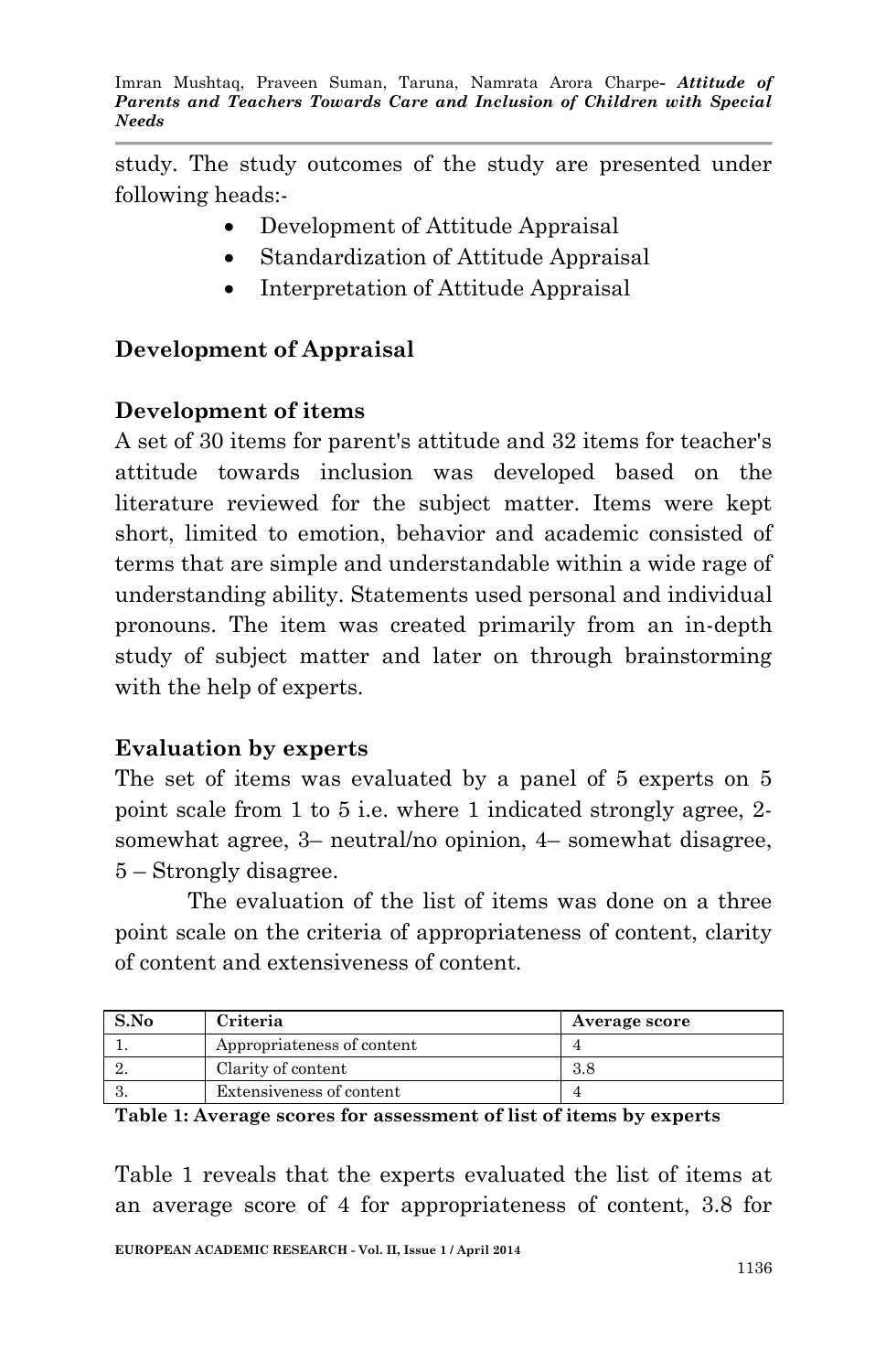study. The study outcomes of the study are presented under following heads:-

- Development of Attitude Appraisal
- Standardization of Attitude Appraisal
- Interpretation of Attitude Appraisal

## Development of Appraisal

### Development of items

A set of 30 items for parent's attitude and 32 items for teacher's attitude towards inclusion was developed based on the literature reviewed for the subject matter. Items were kept short, limited to emotion, behavior and academic consisted of terms that are simple and understandable within a wide rage of understanding ability. Statements used personal and individual pronouns. The item was created primarily from an in-depth study of subject matter and later on through brainstorming with the help of experts.

### Evaluation by experts

The set of items was evaluated by a panel of 5 experts on 5 point scale from 1 to 5 i.e. where 1 indicated strongly agree, 2- somewhat agree, 3– neutral/no opinion, 4– somewhat disagree, 5 – Strongly disagree.

The evaluation of the list of items was done on a three point scale on the criteria of appropriateness of content, clarity of content and extensiveness of content.

| S.No | Criteria | Average score |
|---|---|---|
| 1. | Appropriateness of content | 4 |
| 2. | Clarity of content | 3.8 |
| 3. | Extensiveness of content | 4 |

**Table 1: Average scores for assessment of list of items by experts**

Table 1 reveals that the experts evaluated the list of items at an average score of 4 for appropriateness of content, 3.8 for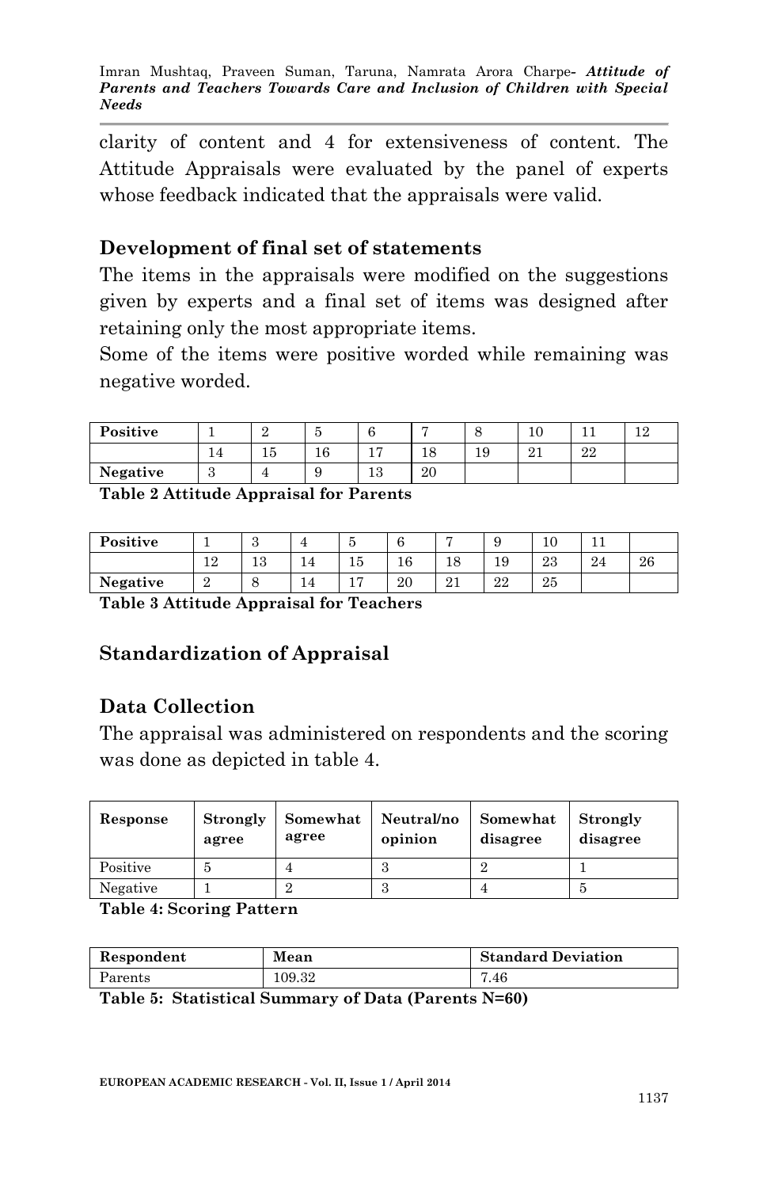clarity of content and 4 for extensiveness of content. The Attitude Appraisals were evaluated by the panel of experts whose feedback indicated that the appraisals were valid.

## Development of final set of statements

The items in the appraisals were modified on the suggestions given by experts and a final set of items was designed after retaining only the most appropriate items.

Some of the items were positive worded while remaining was negative worded.

| **Positive** | 1 | 2 | 5 | 6 | 7 | 8 | 10 | 11 | 12 |
|---|---|---|---|---|---|---|---|---|---|
| | 14 | 15 | 16 | 17 | 18 | 19 | 21 | 22 | |
| **Negative** | 3 | 4 | 9 | 13 | 20 | | | | |

**Table 2 Attitude Appraisal for Parents**

| **Positive** | 1 | 3 | 4 | 5 | 6 | 7 | 9 | 10 | 11 | |
|---|---|---|---|---|---|---|---|---|---|---|
| | 12 | 13 | 14 | 15 | 16 | 18 | 19 | 23 | 24 | 26 |
| **Negative** | 2 | 8 | 14 | 17 | 20 | 21 | 22 | 25 | | |

**Table 3 Attitude Appraisal for Teachers**

## Standardization of Appraisal

## Data Collection

The appraisal was administered on respondents and the scoring was done as depicted in table 4.

| **Response** | **Strongly agree** | **Somewhat agree** | **Neutral/no opinion** | **Somewhat disagree** | **Strongly disagree** |
|---|---|---|---|---|---|
| Positive | 5 | 4 | 3 | 2 | 1 |
| Negative | 1 | 2 | 3 | 4 | 5 |

**Table 4: Scoring Pattern**

| **Respondent** | **Mean** | **Standard Deviation** |
|---|---|---|
| Parents | 109.32 | 7.46 |

**Table 5: Statistical Summary of Data (Parents N=60)**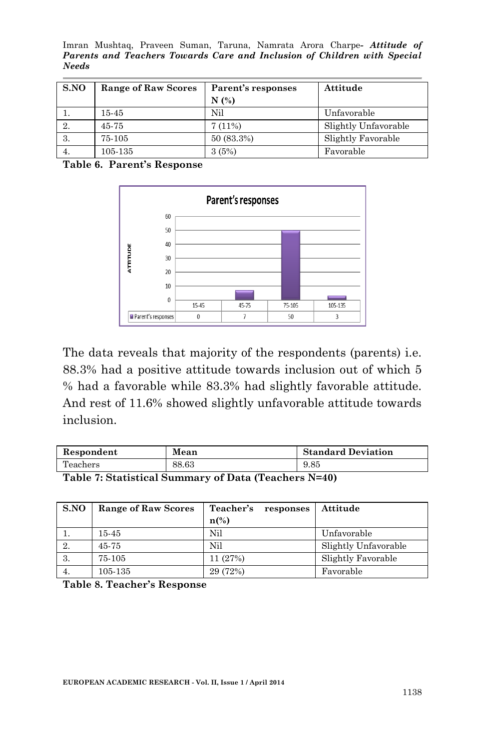| S.NO | Range of Raw Scores | Parent's responses N (%) | Attitude |
|---|---|---|---|
| 1. | 15-45 | Nil | Unfavorable |
| 2. | 45-75 | 7 (11%) | Slightly Unfavorable |
| 3. | 75-105 | 50 (83.3%) | Slightly Favorable |
| 4. | 105-135 | 3 (5%) | Favorable |

**Table 6. Parent's Response**

The data reveals that majority of the respondents (parents) i.e. 88.3% had a positive attitude towards inclusion out of which 5 % had a favorable while 83.3% had slightly favorable attitude. And rest of 11.6% showed slightly unfavorable attitude towards inclusion.

| Respondent | Mean | Standard Deviation |
|---|---|---|
| Teachers | 88.63 | 9.85 |

**Table 7: Statistical Summary of Data (Teachers N=40)**

| S.NO | Range of Raw Scores | Teacher's responses n(%) | Attitude |
|---|---|---|---|
| 1. | 15-45 | Nil | Unfavorable |
| 2. | 45-75 | Nil | Slightly Unfavorable |
| 3. | 75-105 | 11 (27%) | Slightly Favorable |
| 4. | 105-135 | 29 (72%) | Favorable |

**Table 8. Teacher's Response**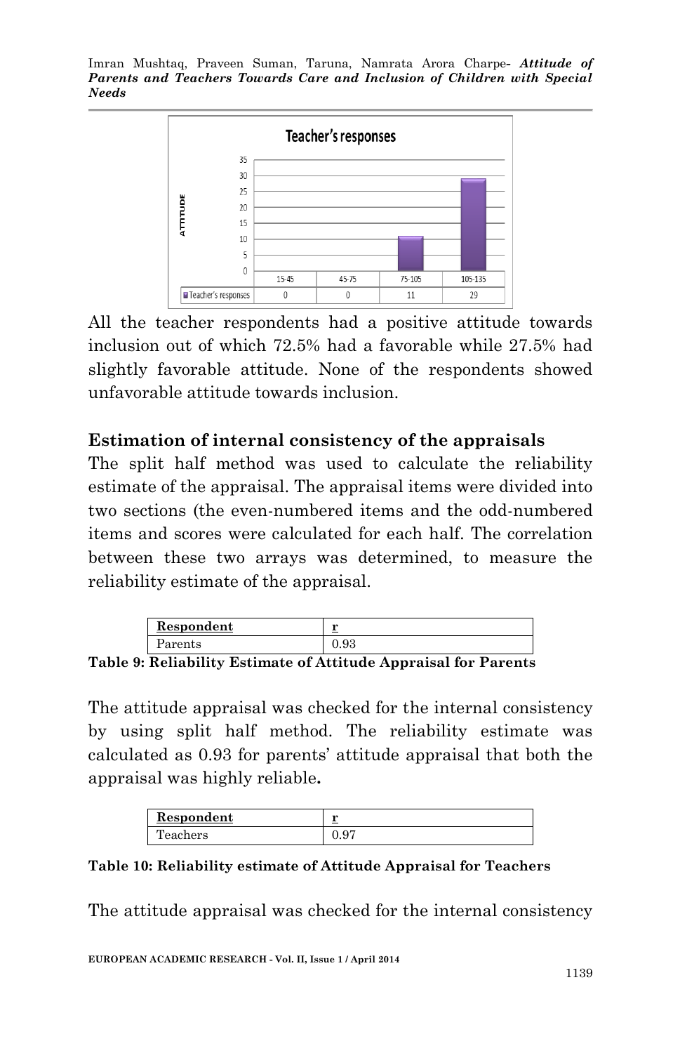| | 15-45 | 45-75 | 75-105 | 105-135 |
|---|---|---|---|---|
| Teacher's responses | 0 | 0 | 11 | 29 |

All the teacher respondents had a positive attitude towards inclusion out of which 72.5% had a favorable while 27.5% had slightly favorable attitude. None of the respondents showed unfavorable attitude towards inclusion.

### Estimation of internal consistency of the appraisals

The split half method was used to calculate the reliability estimate of the appraisal. The appraisal items were divided into two sections (the even-numbered items and the odd-numbered items and scores were calculated for each half. The correlation between these two arrays was determined, to measure the reliability estimate of the appraisal.

| Respondent | r |
|---|---|
| Parents | 0.93 |

**Table 9: Reliability Estimate of Attitude Appraisal for Parents**

The attitude appraisal was checked for the internal consistency by using split half method. The reliability estimate was calculated as 0.93 for parents' attitude appraisal that both the appraisal was highly reliable**.**

| Respondent | r |
|---|---|
| Teachers | 0.97 |

**Table 10: Reliability estimate of Attitude Appraisal for Teachers**

The attitude appraisal was checked for the internal consistency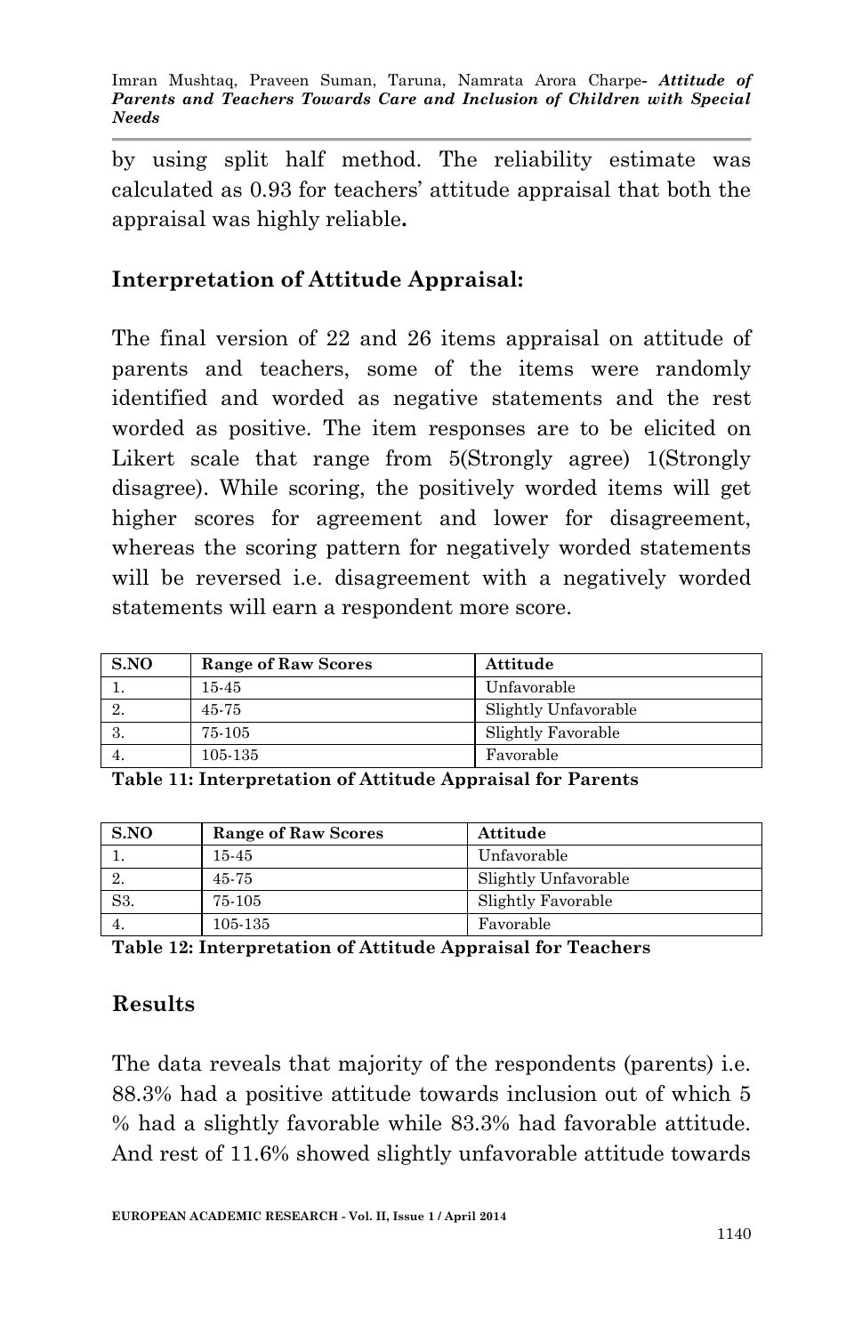by using split half method. The reliability estimate was calculated as 0.93 for teachers' attitude appraisal that both the appraisal was highly reliable**.**

## Interpretation of Attitude Appraisal:

The final version of 22 and 26 items appraisal on attitude of parents and teachers, some of the items were randomly identified and worded as negative statements and the rest worded as positive. The item responses are to be elicited on Likert scale that range from 5(Strongly agree) 1(Strongly disagree). While scoring, the positively worded items will get higher scores for agreement and lower for disagreement, whereas the scoring pattern for negatively worded statements will be reversed i.e. disagreement with a negatively worded statements will earn a respondent more score.

| S.NO | Range of Raw Scores | Attitude |
|---|---|---|
| 1. | 15-45 | Unfavorable |
| 2. | 45-75 | Slightly Unfavorable |
| 3. | 75-105 | Slightly Favorable |
| 4. | 105-135 | Favorable |

**Table 11: Interpretation of Attitude Appraisal for Parents**

| S.NO | Range of Raw Scores | Attitude |
|---|---|---|
| 1. | 15-45 | Unfavorable |
| 2. | 45-75 | Slightly Unfavorable |
| S3. | 75-105 | Slightly Favorable |
| 4. | 105-135 | Favorable |

**Table 12: Interpretation of Attitude Appraisal for Teachers**

## Results

The data reveals that majority of the respondents (parents) i.e. 88.3% had a positive attitude towards inclusion out of which 5 % had a slightly favorable while 83.3% had favorable attitude. And rest of 11.6% showed slightly unfavorable attitude towards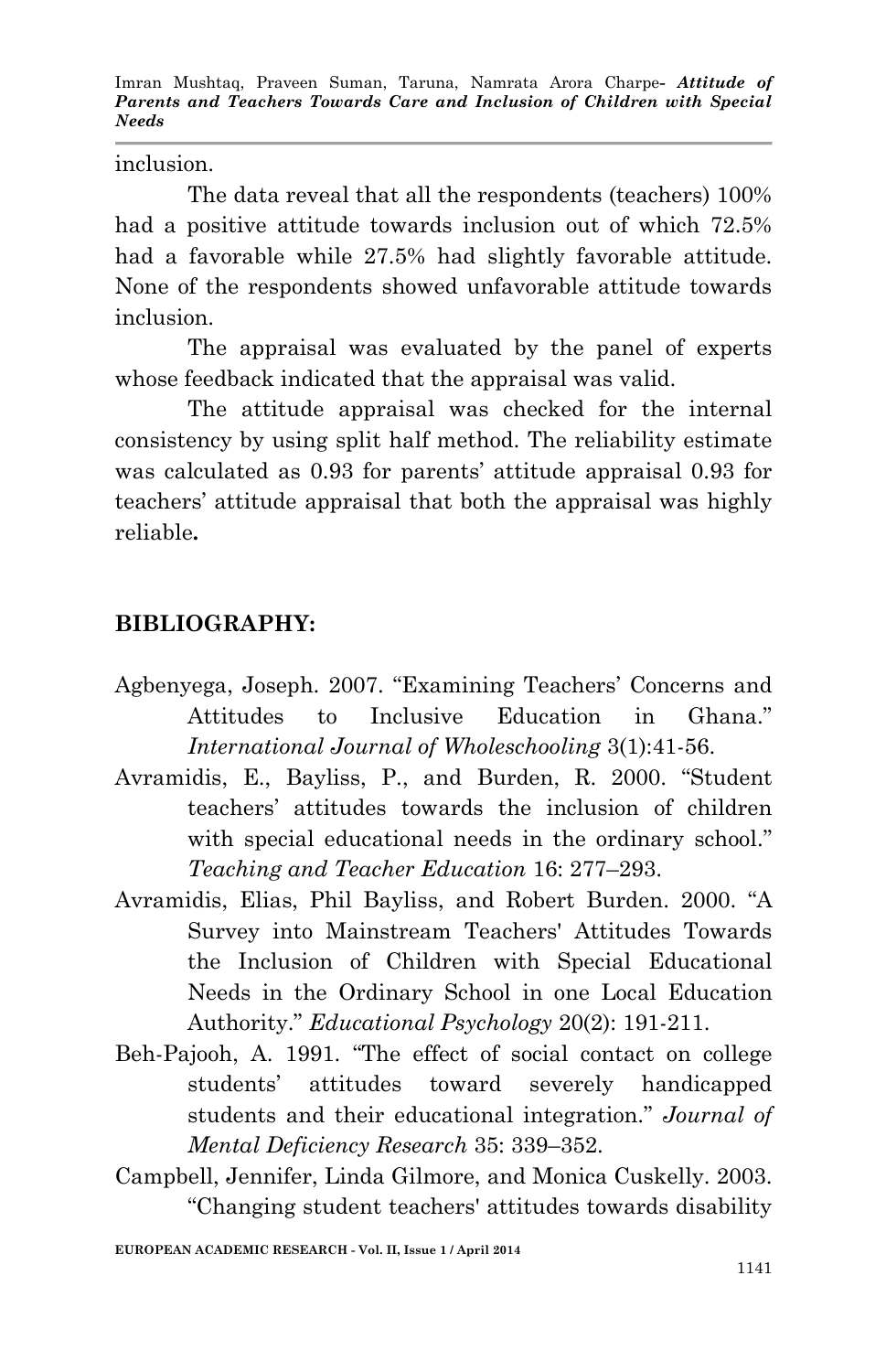inclusion.

The data reveal that all the respondents (teachers) 100% had a positive attitude towards inclusion out of which 72.5% had a favorable while 27.5% had slightly favorable attitude. None of the respondents showed unfavorable attitude towards inclusion.

The appraisal was evaluated by the panel of experts whose feedback indicated that the appraisal was valid.

The attitude appraisal was checked for the internal consistency by using split half method. The reliability estimate was calculated as 0.93 for parents' attitude appraisal 0.93 for teachers' attitude appraisal that both the appraisal was highly reliable**.**

## BIBLIOGRAPHY:

Agbenyega, Joseph. 2007. "Examining Teachers' Concerns and Attitudes to Inclusive Education in Ghana." *International Journal of Wholeschooling* 3(1):41-56.

Avramidis, E., Bayliss, P., and Burden, R. 2000. "Student teachers' attitudes towards the inclusion of children with special educational needs in the ordinary school." *Teaching and Teacher Education* 16: 277–293.

Avramidis, Elias, Phil Bayliss, and Robert Burden. 2000. "A Survey into Mainstream Teachers' Attitudes Towards the Inclusion of Children with Special Educational Needs in the Ordinary School in one Local Education Authority." *Educational Psychology* 20(2): 191-211.

Beh-Pajooh, A. 1991. "The effect of social contact on college students' attitudes toward severely handicapped students and their educational integration." *Journal of Mental Deficiency Research* 35: 339–352.

Campbell, Jennifer, Linda Gilmore, and Monica Cuskelly. 2003. "Changing student teachers' attitudes towards disability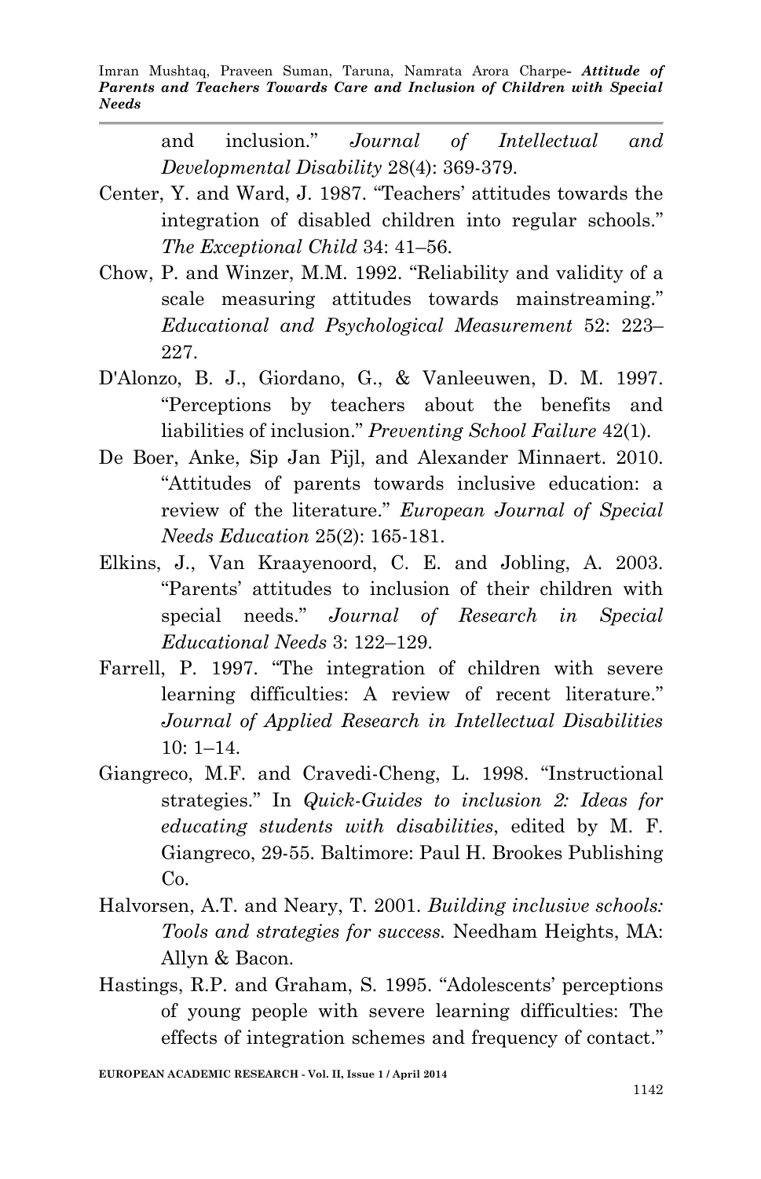and inclusion." *Journal of Intellectual and Developmental Disability* 28(4): 369-379.

Center, Y. and Ward, J. 1987. "Teachers' attitudes towards the integration of disabled children into regular schools." *The Exceptional Child* 34: 41–56.

Chow, P. and Winzer, M.M. 1992. "Reliability and validity of a scale measuring attitudes towards mainstreaming." *Educational and Psychological Measurement* 52: 223–227.

D'Alonzo, B. J., Giordano, G., & Vanleeuwen, D. M. 1997. "Perceptions by teachers about the benefits and liabilities of inclusion." *Preventing School Failure* 42(1).

De Boer, Anke, Sip Jan Pijl, and Alexander Minnaert. 2010. "Attitudes of parents towards inclusive education: a review of the literature." *European Journal of Special Needs Education* 25(2): 165-181.

Elkins, J., Van Kraayenoord, C. E. and Jobling, A. 2003. "Parents' attitudes to inclusion of their children with special needs." *Journal of Research in Special Educational Needs* 3: 122–129.

Farrell, P. 1997. "The integration of children with severe learning difficulties: A review of recent literature." *Journal of Applied Research in Intellectual Disabilities* 10: 1–14.

Giangreco, M.F. and Cravedi-Cheng, L. 1998. "Instructional strategies." In *Quick-Guides to inclusion 2: Ideas for educating students with disabilities*, edited by M. F. Giangreco, 29-55. Baltimore: Paul H. Brookes Publishing Co.

Halvorsen, A.T. and Neary, T. 2001. *Building inclusive schools: Tools and strategies for success.* Needham Heights, MA: Allyn & Bacon.

Hastings, R.P. and Graham, S. 1995. "Adolescents' perceptions of young people with severe learning difficulties: The effects of integration schemes and frequency of contact."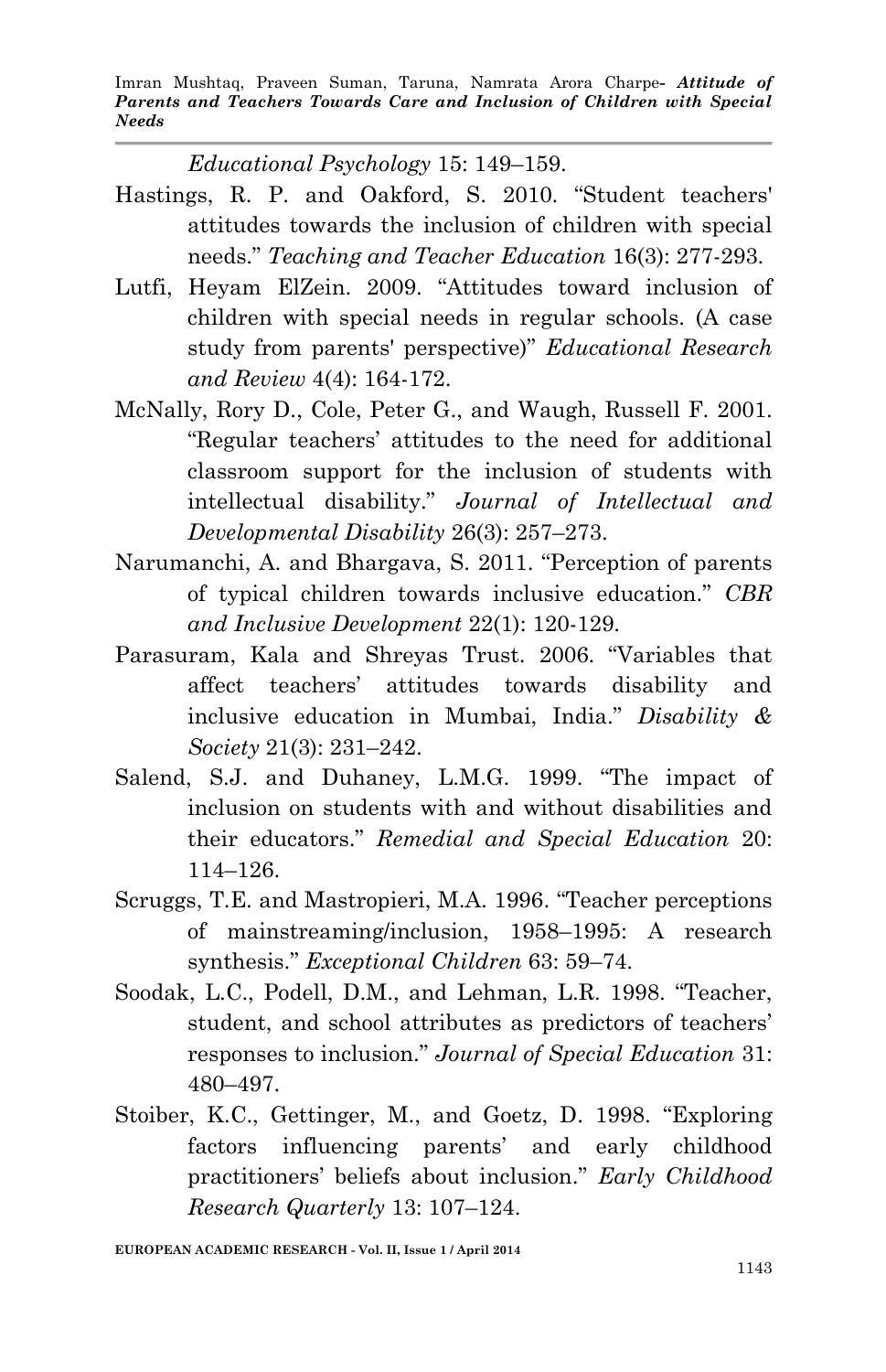*Educational Psychology* 15: 149–159.

Hastings, R. P. and Oakford, S. 2010. "Student teachers' attitudes towards the inclusion of children with special needs." *Teaching and Teacher Education* 16(3): 277-293.

Lutfi, Heyam ElZein. 2009. "Attitudes toward inclusion of children with special needs in regular schools. (A case study from parents' perspective)" *Educational Research and Review* 4(4): 164-172.

McNally, Rory D., Cole, Peter G., and Waugh, Russell F. 2001. "Regular teachers' attitudes to the need for additional classroom support for the inclusion of students with intellectual disability." *Journal of Intellectual and Developmental Disability* 26(3): 257–273.

Narumanchi, A. and Bhargava, S. 2011. "Perception of parents of typical children towards inclusive education." *CBR and Inclusive Development* 22(1): 120-129.

Parasuram, Kala and Shreyas Trust. 2006. "Variables that affect teachers' attitudes towards disability and inclusive education in Mumbai, India." *Disability & Society* 21(3): 231–242.

Salend, S.J. and Duhaney, L.M.G. 1999. "The impact of inclusion on students with and without disabilities and their educators." *Remedial and Special Education* 20: 114–126.

Scruggs, T.E. and Mastropieri, M.A. 1996. "Teacher perceptions of mainstreaming/inclusion, 1958–1995: A research synthesis." *Exceptional Children* 63: 59–74.

Soodak, L.C., Podell, D.M., and Lehman, L.R. 1998. "Teacher, student, and school attributes as predictors of teachers' responses to inclusion." *Journal of Special Education* 31: 480–497.

Stoiber, K.C., Gettinger, M., and Goetz, D. 1998. "Exploring factors influencing parents' and early childhood practitioners' beliefs about inclusion." *Early Childhood Research Quarterly* 13: 107–124.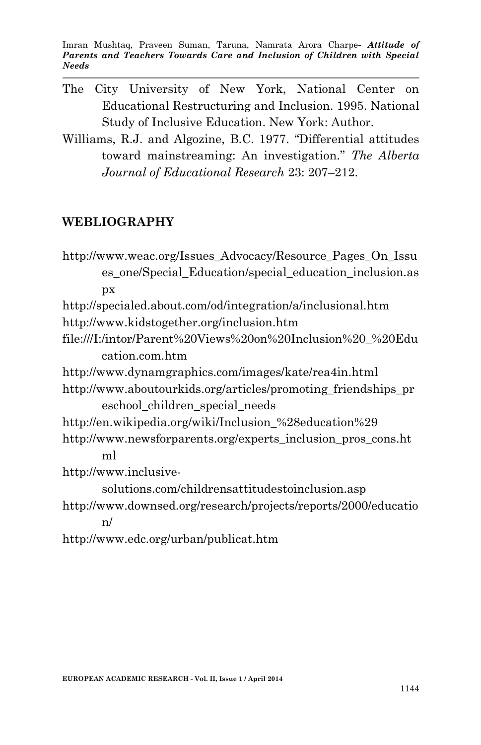The City University of New York, National Center on Educational Restructuring and Inclusion. 1995. National Study of Inclusive Education. New York: Author.

Williams, R.J. and Algozine, B.C. 1977. "Differential attitudes toward mainstreaming: An investigation." *The Alberta Journal of Educational Research* 23: 207–212.

## WEBLIOGRAPHY

http://www.weac.org/Issues_Advocacy/Resource_Pages_On_Issues_one/Special_Education/special_education_inclusion.aspx

http://specialed.about.com/od/integration/a/inclusional.htm

http://www.kidstogether.org/inclusion.htm

file:///I:/intor/Parent%20Views%20on%20Inclusion%20_%20Education.com.htm

http://www.dynamgraphics.com/images/kate/rea4in.html

http://www.aboutourkids.org/articles/promoting_friendships_preschool_children_special_needs

http://en.wikipedia.org/wiki/Inclusion_%28education%29

http://www.newsforparents.org/experts_inclusion_pros_cons.html

http://www.inclusive-solutions.com/childrensattitudestoinclusion.asp

http://www.downsed.org/research/projects/reports/2000/education/

http://www.edc.org/urban/publicat.htm